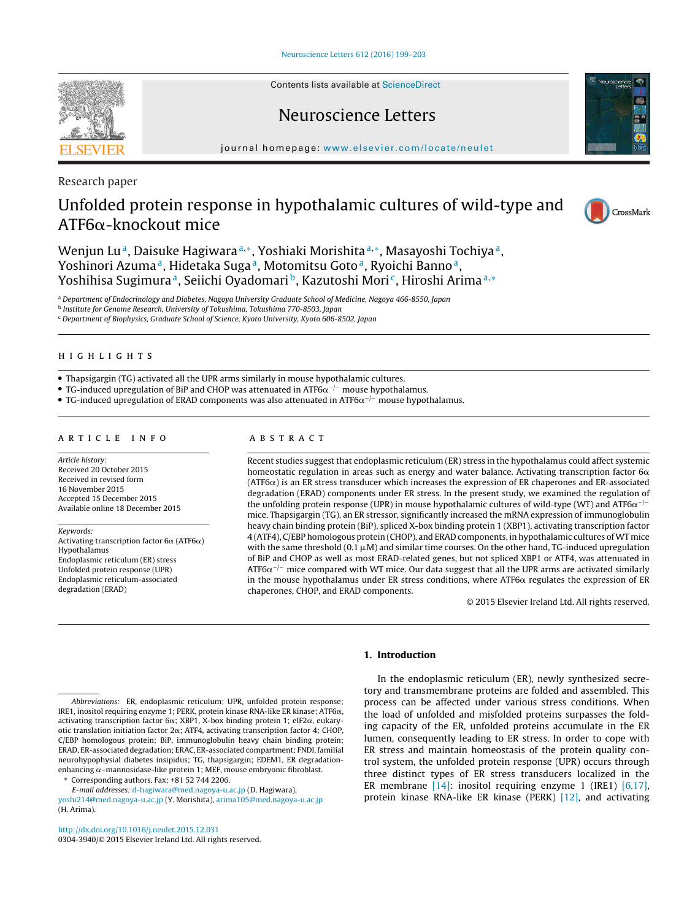Research paper

# Unfolded protein response in hypothalamic cultures of wild-type and ATF6α-knockout mice

Wenjun Lu[a], Daisuke Hagiwara[a,*], Yoshiaki Morishita[a,*], Masayoshi Tochiya[a], Yoshinori Azuma[a], Hidetaka Suga[a], Motomitsu Goto[a], Ryoichi Banno[a], Yoshihisa Sugimura[a], Seiichi Oyadomari[b], Kazutoshi Mori[c], Hiroshi Arima[a,*]

[a] Department of Endocrinology and Diabetes, Nagoya University Graduate School of Medicine, Nagoya 466-8550, Japan
[b] Institute for Genome Research, University of Tokushima, Tokushima 770-8503, Japan
[c] Department of Biophysics, Graduate School of Science, Kyoto University, Kyoto 606-8502, Japan

## HIGHLIGHTS

- Thapsigargin (TG) activated all the UPR arms similarly in mouse hypothalamic cultures.
- TG-induced upregulation of BiP and CHOP was attenuated in ATF6α$^{-/-}$ mouse hypothalamus.
- TG-induced upregulation of ERAD components was also attenuated in ATF6α$^{-/-}$ mouse hypothalamus.

## ARTICLE INFO

*Article history:*
Received 20 October 2015
Received in revised form
16 November 2015
Accepted 15 December 2015
Available online 18 December 2015

*Keywords:*
Activating transcription factor 6α (ATF6α)
Hypothalamus
Endoplasmic reticulum (ER) stress
Unfolded protein response (UPR)
Endoplasmic reticulum-associated degradation (ERAD)

## ABSTRACT

Recent studies suggest that endoplasmic reticulum (ER) stress in the hypothalamus could affect systemic homeostatic regulation in areas such as energy and water balance. Activating transcription factor 6α (ATF6α) is an ER stress transducer which increases the expression of ER chaperones and ER-associated degradation (ERAD) components under ER stress. In the present study, we examined the regulation of the unfolding protein response (UPR) in mouse hypothalamic cultures of wild-type (WT) and ATF6α$^{-/-}$ mice. Thapsigargin (TG), an ER stressor, significantly increased the mRNA expression of immunoglobulin heavy chain binding protein (BiP), spliced X-box binding protein 1 (XBP1), activating transcription factor 4 (ATF4), C/EBP homologous protein (CHOP), and ERAD components, in hypothalamic cultures of WT mice with the same threshold (0.1 μM) and similar time courses. On the other hand, TG-induced upregulation of BiP and CHOP as well as most ERAD-related genes, but not spliced XBP1 or ATF4, was attenuated in ATF6α$^{-/-}$ mice compared with WT mice. Our data suggest that all the UPR arms are activated similarly in the mouse hypothalamus under ER stress conditions, where ATF6α regulates the expression of ER chaperones, CHOP, and ERAD components.

© 2015 Elsevier Ireland Ltd. All rights reserved.

## 1. Introduction

In the endoplasmic reticulum (ER), newly synthesized secretory and transmembrane proteins are folded and assembled. This process can be affected under various stress conditions. When the load of unfolded and misfolded proteins surpasses the folding capacity of the ER, unfolded proteins accumulate in the ER lumen, consequently leading to ER stress. In order to cope with ER stress and maintain homeostasis of the protein quality control system, the unfolded protein response (UPR) occurs through three distinct types of ER stress transducers localized in the ER membrane [14]: inositol requiring enzyme 1 (IRE1) [6,17], protein kinase RNA-like ER kinase (PERK) [12], and activating

*Abbreviations:* ER, endoplasmic reticulum; UPR, unfolded protein response; IRE1, inositol requiring enzyme 1; PERK, protein kinase RNA-like ER kinase; ATF6α, activating transcription factor 6α; XBP1, X-box binding protein 1; eIF2α, eukaryotic translation initiation factor 2α; ATF4, activating transcription factor 4; CHOP, C/EBP homologous protein; BiP, immunoglobulin heavy chain binding protein; ERAD, ER-associated degradation; ERAC, ER-associated compartment; FNDI, familial neurohypophysial diabetes insipidus; TG, thapsigargin; EDEM1, ER degradation-enhancing α–mannosidase-like protein 1; MEF, mouse embryonic fibroblast.

\* Corresponding authors. Fax: +81 52 744 2206.
*E-mail addresses:* d-hagiwara@med.nagoya-u.ac.jp (D. Hagiwara), yoshi214@med.nagoya-u.ac.jp (Y. Morishita), arima105@med.nagoya-u.ac.jp (H. Arima).

http://dx.doi.org/10.1016/j.neulet.2015.12.031
0304-3940/© 2015 Elsevier Ireland Ltd. All rights reserved.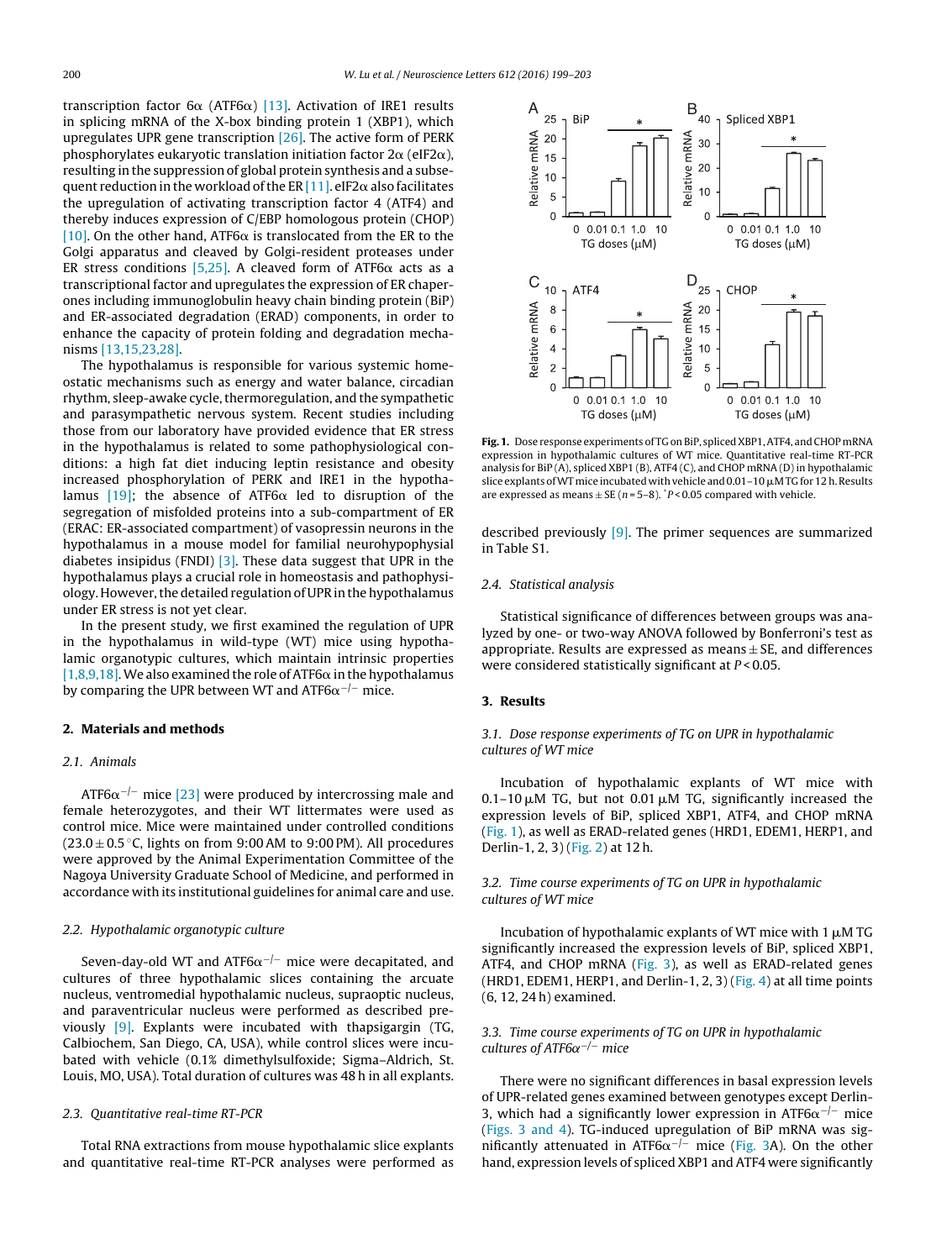transcription factor 6α (ATF6α) [13]. Activation of IRE1 results in splicing mRNA of the X-box binding protein 1 (XBP1), which upregulates UPR gene transcription [26]. The active form of PERK phosphorylates eukaryotic translation initiation factor 2α (eIF2α), resulting in the suppression of global protein synthesis and a subsequent reduction in the workload of the ER [11]. eIF2α also facilitates the upregulation of activating transcription factor 4 (ATF4) and thereby induces expression of C/EBP homologous protein (CHOP) [10]. On the other hand, ATF6α is translocated from the ER to the Golgi apparatus and cleaved by Golgi-resident proteases under ER stress conditions [5,25]. A cleaved form of ATF6α acts as a transcriptional factor and upregulates the expression of ER chaperones including immunoglobulin heavy chain binding protein (BiP) and ER-associated degradation (ERAD) components, in order to enhance the capacity of protein folding and degradation mechanisms [13,15,23,28].

The hypothalamus is responsible for various systemic homeostatic mechanisms such as energy and water balance, circadian rhythm, sleep-awake cycle, thermoregulation, and the sympathetic and parasympathetic nervous system. Recent studies including those from our laboratory have provided evidence that ER stress in the hypothalamus is related to some pathophysiological conditions: a high fat diet inducing leptin resistance and obesity increased phosphorylation of PERK and IRE1 in the hypothalamus [19]; the absence of ATF6α led to disruption of the segregation of misfolded proteins into a sub-compartment of ER (ERAC: ER-associated compartment) of vasopressin neurons in the hypothalamus in a mouse model for familial neurohypophysial diabetes insipidus (FNDI) [3]. These data suggest that UPR in the hypothalamus plays a crucial role in homeostasis and pathophysiology. However, the detailed regulation of UPR in the hypothalamus under ER stress is not yet clear.

In the present study, we first examined the regulation of UPR in the hypothalamus in wild-type (WT) mice using hypothalamic organotypic cultures, which maintain intrinsic properties [1,8,9,18]. We also examined the role of ATF6α in the hypothalamus by comparing the UPR between WT and ATF6α$^{-/-}$ mice.

## 2. Materials and methods

### 2.1. Animals

ATF6α$^{-/-}$ mice [23] were produced by intercrossing male and female heterozygotes, and their WT littermates were used as control mice. Mice were maintained under controlled conditions (23.0 ± 0.5 °C, lights on from 9:00 AM to 9:00 PM). All procedures were approved by the Animal Experimentation Committee of the Nagoya University Graduate School of Medicine, and performed in accordance with its institutional guidelines for animal care and use.

### 2.2. Hypothalamic organotypic culture

Seven-day-old WT and ATF6α$^{-/-}$ mice were decapitated, and cultures of three hypothalamic slices containing the arcuate nucleus, ventromedial hypothalamic nucleus, supraoptic nucleus, and paraventricular nucleus were performed as described previously [9]. Explants were incubated with thapsigargin (TG, Calbiochem, San Diego, CA, USA), while control slices were incubated with vehicle (0.1% dimethylsulfoxide; Sigma–Aldrich, St. Louis, MO, USA). Total duration of cultures was 48 h in all explants.

### 2.3. Quantitative real-time RT-PCR

Total RNA extractions from mouse hypothalamic slice explants and quantitative real-time RT-PCR analyses were performed as described previously [9]. The primer sequences are summarized in Table S1.

**Fig. 1.** Dose response experiments of TG on BiP, spliced XBP1, ATF4, and CHOP mRNA expression in hypothalamic cultures of WT mice. Quantitative real-time RT-PCR analysis for BiP (A), spliced XBP1 (B), ATF4 (C), and CHOP mRNA (D) in hypothalamic slice explants of WT mice incubated with vehicle and 0.01–10 μM TG for 12 h. Results are expressed as means ± SE (n = 5–8). *P < 0.05 compared with vehicle.

### 2.4. Statistical analysis

Statistical significance of differences between groups was analyzed by one- or two-way ANOVA followed by Bonferroni's test as appropriate. Results are expressed as means ± SE, and differences were considered statistically significant at $P < 0.05$.

## 3. Results

### 3.1. Dose response experiments of TG on UPR in hypothalamic cultures of WT mice

Incubation of hypothalamic explants of WT mice with 0.1–10 μM TG, but not 0.01 μM TG, significantly increased the expression levels of BiP, spliced XBP1, ATF4, and CHOP mRNA (Fig. 1), as well as ERAD-related genes (HRD1, EDEM1, HERP1, and Derlin-1, 2, 3) (Fig. 2) at 12 h.

### 3.2. Time course experiments of TG on UPR in hypothalamic cultures of WT mice

Incubation of hypothalamic explants of WT mice with 1 μM TG significantly increased the expression levels of BiP, spliced XBP1, ATF4, and CHOP mRNA (Fig. 3), as well as ERAD-related genes (HRD1, EDEM1, HERP1, and Derlin-1, 2, 3) (Fig. 4) at all time points (6, 12, 24 h) examined.

### 3.3. Time course experiments of TG on UPR in hypothalamic cultures of ATF6α$^{-/-}$ mice

There were no significant differences in basal expression levels of UPR-related genes examined between genotypes except Derlin-3, which had a significantly lower expression in ATF6α$^{-/-}$ mice (Figs. 3 and 4). TG-induced upregulation of BiP mRNA was significantly attenuated in ATF6α$^{-/-}$ mice (Fig. 3A). On the other hand, expression levels of spliced XBP1 and ATF4 were significantly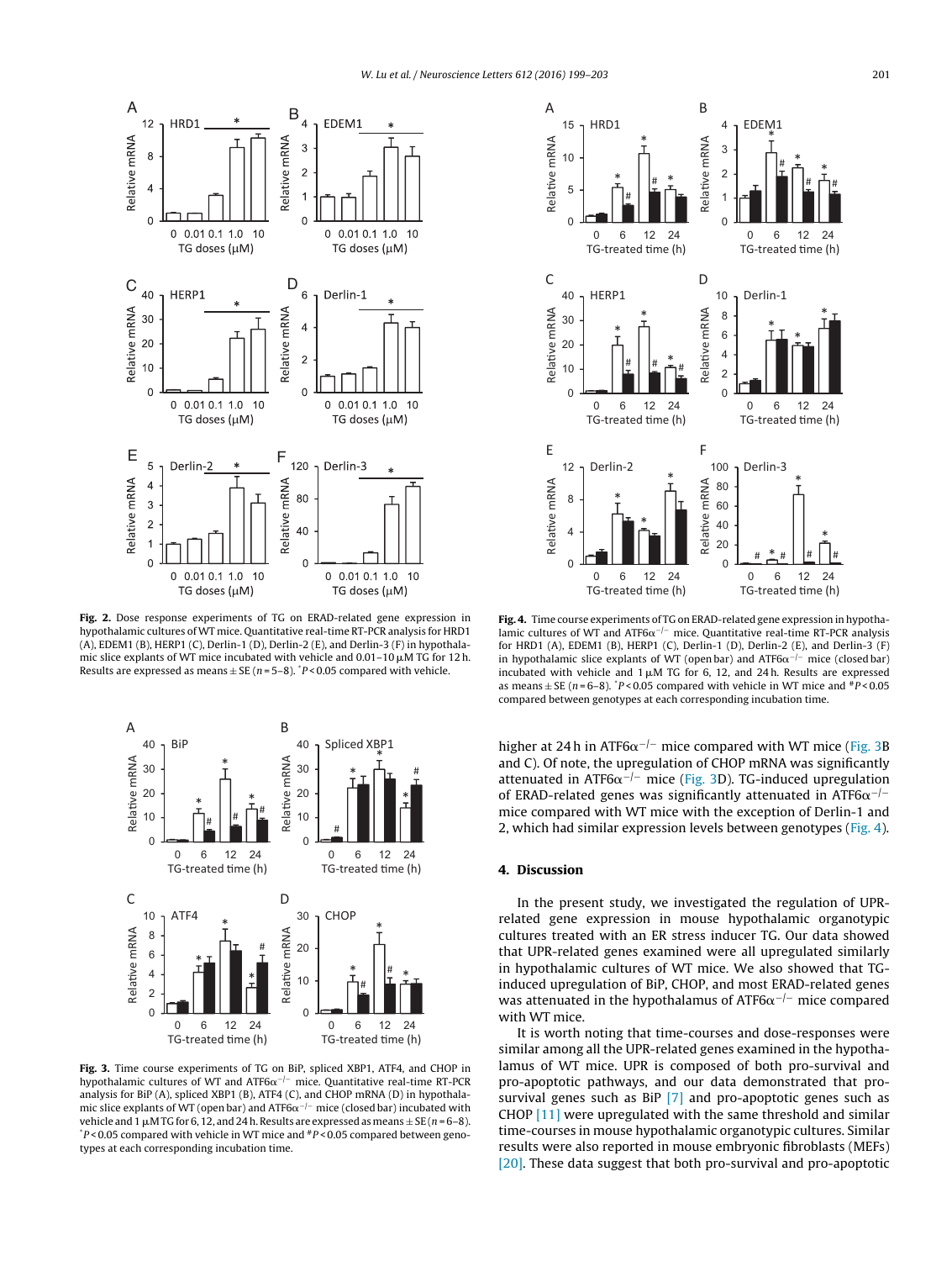Fig. 2. Dose response experiments of TG on ERAD-related gene expression in hypothalamic cultures of WT mice. Quantitative real-time RT-PCR analysis for HRD1 (A), EDEM1 (B), HERP1 (C), Derlin-1 (D), Derlin-2 (E), and Derlin-3 (F) in hypothalamic slice explants of WT mice incubated with vehicle and 0.01–10 μM TG for 12 h. Results are expressed as means ± SE ($n$ = 5–8). *$P$ < 0.05 compared with vehicle.

Fig. 3. Time course experiments of TG on BiP, spliced XBP1, ATF4, and CHOP in hypothalamic cultures of WT and ATF6α$^{-/-}$ mice. Quantitative real-time RT-PCR analysis for BiP (A), spliced XBP1 (B), ATF4 (C), and CHOP mRNA (D) in hypothalamic slice explants of WT (open bar) and ATF6α$^{-/-}$ mice (closed bar) incubated with vehicle and 1 μM TG for 6, 12, and 24 h. Results are expressed as means ± SE ($n$ = 6–8). *$P$ < 0.05 compared with vehicle in WT mice and #$P$ < 0.05 compared between genotypes at each corresponding incubation time.

Fig. 4. Time course experiments of TG on ERAD-related gene expression in hypothalamic cultures of WT and ATF6α$^{-/-}$ mice. Quantitative real-time RT-PCR analysis for HRD1 (A), EDEM1 (B), HERP1 (C), Derlin-1 (D), Derlin-2 (E), and Derlin-3 (F) in hypothalamic slice explants of WT (open bar) and ATF6α$^{-/-}$ mice (closed bar) incubated with vehicle and 1 μM TG for 6, 12, and 24 h. Results are expressed as means ± SE ($n$ = 6–8). *$P$ < 0.05 compared with vehicle in WT mice and #$P$ < 0.05 compared between genotypes at each corresponding incubation time.

higher at 24 h in ATF6α$^{-/-}$ mice compared with WT mice (Fig. 3B and C). Of note, the upregulation of CHOP mRNA was significantly attenuated in ATF6α$^{-/-}$ mice (Fig. 3D). TG-induced upregulation of ERAD-related genes was significantly attenuated in ATF6α$^{-/-}$ mice compared with WT mice with the exception of Derlin-1 and 2, which had similar expression levels between genotypes (Fig. 4).

## 4. Discussion

In the present study, we investigated the regulation of UPR-related gene expression in mouse hypothalamic organotypic cultures treated with an ER stress inducer TG. Our data showed that UPR-related genes examined were all upregulated similarly in hypothalamic cultures of WT mice. We also showed that TG-induced upregulation of BiP, CHOP, and most ERAD-related genes was attenuated in the hypothalamus of ATF6α$^{-/-}$ mice compared with WT mice.

It is worth noting that time-courses and dose-responses were similar among all the UPR-related genes examined in the hypothalamus of WT mice. UPR is composed of both pro-survival and pro-apoptotic pathways, and our data demonstrated that pro-survival genes such as BiP [7] and pro-apoptotic genes such as CHOP [11] were upregulated with the same threshold and similar time-courses in mouse hypothalamic organotypic cultures. Similar results were also reported in mouse embryonic fibroblasts (MEFs) [20]. These data suggest that both pro-survival and pro-apoptotic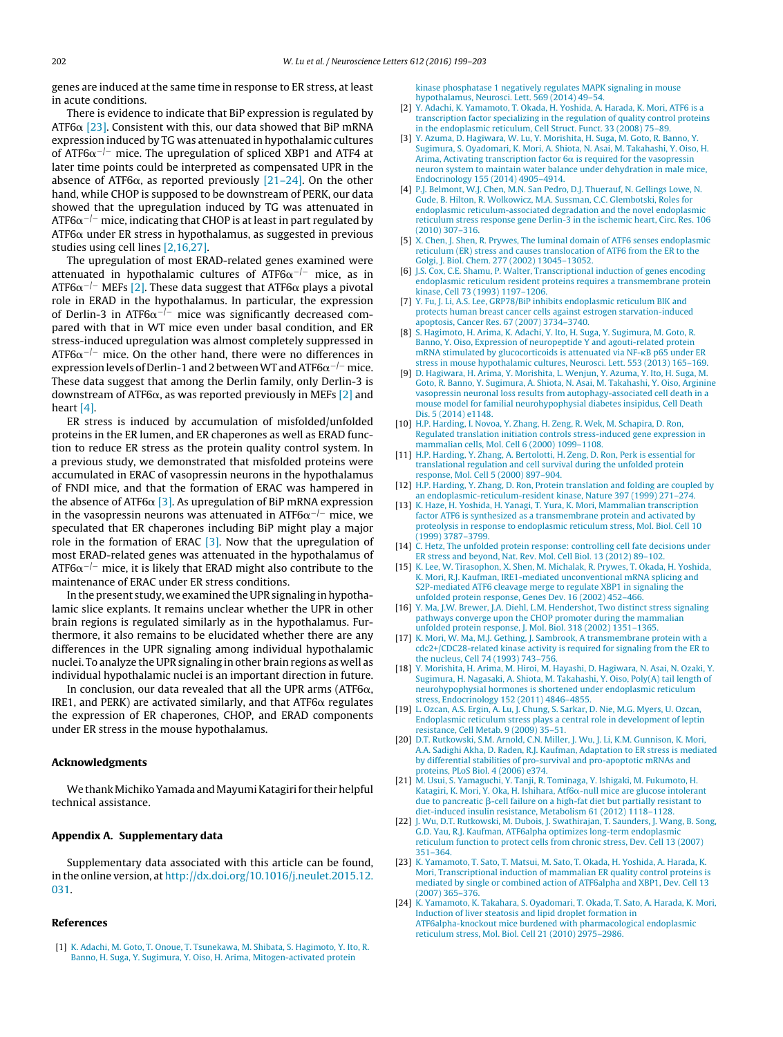genes are induced at the same time in response to ER stress, at least in acute conditions.

There is evidence to indicate that BiP expression is regulated by ATF6α [23]. Consistent with this, our data showed that BiP mRNA expression induced by TG was attenuated in hypothalamic cultures of ATF6α$^{-/-}$ mice. The upregulation of spliced XBP1 and ATF4 at later time points could be interpreted as compensated UPR in the absence of ATF6α, as reported previously [21–24]. On the other hand, while CHOP is supposed to be downstream of PERK, our data showed that the upregulation induced by TG was attenuated in ATF6α$^{-/-}$ mice, indicating that CHOP is at least in part regulated by ATF6α under ER stress in hypothalamus, as suggested in previous studies using cell lines [2,16,27].

The upregulation of most ERAD-related genes examined were attenuated in hypothalamic cultures of ATF6α$^{-/-}$ mice, as in ATF6α$^{-/-}$ MEFs [2]. These data suggest that ATF6α plays a pivotal role in ERAD in the hypothalamus. In particular, the expression of Derlin-3 in ATF6α$^{-/-}$ mice was significantly decreased compared with that in WT mice even under basal condition, and ER stress-induced upregulation was almost completely suppressed in ATF6α$^{-/-}$ mice. On the other hand, there were no differences in expression levels of Derlin-1 and 2 between WT and ATF6α$^{-/-}$ mice. These data suggest that among the Derlin family, only Derlin-3 is downstream of ATF6α, as was reported previously in MEFs [2] and heart [4].

ER stress is induced by accumulation of misfolded/unfolded proteins in the ER lumen, and ER chaperones as well as ERAD function to reduce ER stress as the protein quality control system. In a previous study, we demonstrated that misfolded proteins were accumulated in ERAC of vasopressin neurons in the hypothalamus of FNDI mice, and that the formation of ERAC was hampered in the absence of ATF6α [3]. As upregulation of BiP mRNA expression in the vasopressin neurons was attenuated in ATF6α$^{-/-}$ mice, we speculated that ER chaperones including BiP might play a major role in the formation of ERAC [3]. Now that the upregulation of most ERAD-related genes was attenuated in the hypothalamus of ATF6α$^{-/-}$ mice, it is likely that ERAD might also contribute to the maintenance of ERAC under ER stress conditions.

In the present study, we examined the UPR signaling in hypothalamic slice explants. It remains unclear whether the UPR in other brain regions is regulated similarly as in the hypothalamus. Furthermore, it also remains to be elucidated whether there are any differences in the UPR signaling among individual hypothalamic nuclei. To analyze the UPR signaling in other brain regions as well as individual hypothalamic nuclei is an important direction in future.

In conclusion, our data revealed that all the UPR arms (ATF6α, IRE1, and PERK) are activated similarly, and that ATF6α regulates the expression of ER chaperones, CHOP, and ERAD components under ER stress in the mouse hypothalamus.

## Acknowledgments

We thank Michiko Yamada and Mayumi Katagiri for their helpful technical assistance.

## Appendix A. Supplementary data

Supplementary data associated with this article can be found, in the online version, at http://dx.doi.org/10.1016/j.neulet.2015.12.031.

## References

[1] K. Adachi, M. Goto, T. Onoue, T. Tsunekawa, M. Shibata, S. Hagimoto, Y. Ito, R. Banno, H. Suga, Y. Sugimura, Y. Oiso, H. Arima, Mitogen-activated protein kinase phosphatase 1 negatively regulates MAPK signaling in mouse hypothalamus, Neurosci. Lett. 569 (2014) 49–54.

[2] Y. Adachi, K. Yamamoto, T. Okada, H. Yoshida, A. Harada, K. Mori, ATF6 is a transcription factor specializing in the regulation of quality control proteins in the endoplasmic reticulum, Cell Struct. Funct. 33 (2008) 75–89.

[3] Y. Azuma, D. Hagiwara, W. Lu, Y. Morishita, H. Suga, M. Goto, R. Banno, Y. Sugimura, S. Oyadomari, K. Mori, A. Shiota, N. Asai, M. Takahashi, Y. Oiso, H. Arima, Activating transcription factor 6α is required for the vasopressin neuron system to maintain water balance under dehydration in male mice, Endocrinology 155 (2014) 4905–4914.

[4] P.J. Belmont, W.J. Chen, M.N. San Pedro, D.J. Thuerauf, N. Gellings Lowe, N. Gude, B. Hilton, R. Wolkowicz, M.A. Sussman, C.C. Glembotski, Roles for endoplasmic reticulum-associated degradation and the novel endoplasmic reticulum stress response gene Derlin-3 in the ischemic heart, Circ. Res. 106 (2010) 307–316.

[5] X. Chen, J. Shen, R. Prywes, The luminal domain of ATF6 senses endoplasmic reticulum (ER) stress and causes translocation of ATF6 from the ER to the Golgi, J. Biol. Chem. 277 (2002) 13045–13052.

[6] J.S. Cox, C.E. Shamu, P. Walter, Transcriptional induction of genes encoding endoplasmic reticulum resident proteins requires a transmembrane protein kinase, Cell 73 (1993) 1197–1206.

[7] Y. Fu, J. Li, A.S. Lee, GRP78/BiP inhibits endoplasmic reticulum BIK and protects human breast cancer cells against estrogen starvation-induced apoptosis, Cancer Res. 67 (2007) 3734–3740.

[8] S. Hagimoto, H. Arima, K. Adachi, Y. Ito, H. Suga, Y. Sugimura, M. Goto, R. Banno, Y. Oiso, Expression of neuropeptide Y and agouti-related protein mRNA stimulated by glucocorticoids is attenuated via NF-κB p65 under ER stress in mouse hypothalamic cultures, Neurosci. Lett. 553 (2013) 165–169.

[9] D. Hagiwara, H. Arima, Y. Morishita, L. Wenjun, Y. Azuma, Y. Ito, H. Suga, M. Goto, R. Banno, Y. Sugimura, A. Shiota, N. Asai, M. Takahashi, Y. Oiso, Arginine vasopressin neuronal loss results from autophagy-associated cell death in a mouse model for familial neurohypophysial diabetes insipidus, Cell Death Dis. 5 (2014) e1148.

[10] H.P. Harding, I. Novoa, Y. Zhang, H. Zeng, R. Wek, M. Schapira, D. Ron, Regulated translation initiation controls stress-induced gene expression in mammalian cells, Mol. Cell 6 (2000) 1099–1108.

[11] H.P. Harding, Y. Zhang, A. Bertolotti, H. Zeng, D. Ron, Perk is essential for translational regulation and cell survival during the unfolded protein response, Mol. Cell 5 (2000) 897–904.

[12] H.P. Harding, Y. Zhang, D. Ron, Protein translation and folding are coupled by an endoplasmic-reticulum-resident kinase, Nature 397 (1999) 271–274.

[13] K. Haze, H. Yoshida, H. Yanagi, T. Yura, K. Mori, Mammalian transcription factor ATF6 is synthesized as a transmembrane protein and activated by proteolysis in response to endoplasmic reticulum stress, Mol. Biol. Cell 10 (1999) 3787–3799.

[14] C. Hetz, The unfolded protein response: controlling cell fate decisions under ER stress and beyond, Nat. Rev. Mol. Cell Biol. 13 (2012) 89–102.

[15] K. Lee, W. Tirasophon, X. Shen, M. Michalak, R. Prywes, T. Okada, H. Yoshida, K. Mori, R.J. Kaufman, IRE1-mediated unconventional mRNA splicing and S2P-mediated ATF6 cleavage merge to regulate XBP1 in signaling the unfolded protein response, Genes Dev. 16 (2002) 452–466.

[16] Y. Ma, J.W. Brewer, J.A. Diehl, L.M. Hendershot, Two distinct stress signaling pathways converge upon the CHOP promoter during the mammalian unfolded protein response, J. Mol. Biol. 318 (2002) 1351–1365.

[17] K. Mori, W. Ma, M.J. Gething, J. Sambrook, A transmembrane protein with a cdc2+/CDC28-related kinase activity is required for signaling from the ER to the nucleus, Cell 74 (1993) 743–756.

[18] Y. Morishita, H. Arima, M. Hiroi, M. Hayashi, D. Hagiwara, N. Asai, N. Ozaki, Y. Sugimura, H. Nagasaki, A. Shiota, M. Takahashi, Y. Oiso, Poly(A) tail length of neurohypophysial hormones is shortened under endoplasmic reticulum stress, Endocrinology 152 (2011) 4846–4855.

[19] L. Ozcan, A.S. Ergin, A. Lu, J. Chung, S. Sarkar, D. Nie, M.G. Myers, U. Ozcan, Endoplasmic reticulum stress plays a central role in development of leptin resistance, Cell Metab. 9 (2009) 35–51.

[20] D.T. Rutkowski, S.M. Arnold, C.N. Miller, J. Wu, J. Li, K.M. Gunnison, K. Mori, A.A. Sadighi Akha, D. Raden, R.J. Kaufman, Adaptation to ER stress is mediated by differential stabilities of pro-survival and pro-apoptotic mRNAs and proteins, PLoS Biol. 4 (2006) e374.

[21] M. Usui, S. Yamaguchi, Y. Tanji, R. Tominaga, Y. Ishigaki, M. Fukumoto, H. Katagiri, K. Mori, Y. Oka, H. Ishihara, Atf6α-null mice are glucose intolerant due to pancreatic β-cell failure on a high-fat diet but partially resistant to diet-induced insulin resistance, Metabolism 61 (2012) 1118–1128.

[22] J. Wu, D.T. Rutkowski, M. Dubois, J. Swathirajan, T. Saunders, J. Wang, B. Song, G.D. Yau, R.J. Kaufman, ATF6alpha optimizes long-term endoplasmic reticulum function to protect cells from chronic stress, Dev. Cell 13 (2007) 351–364.

[23] K. Yamamoto, T. Sato, T. Matsui, M. Sato, T. Okada, H. Yoshida, A. Harada, K. Mori, Transcriptional induction of mammalian ER quality control proteins is mediated by single or combined action of ATF6alpha and XBP1, Dev. Cell 13 (2007) 365–376.

[24] K. Yamamoto, K. Takahara, S. Oyadomari, T. Okada, T. Sato, A. Harada, K. Mori, Induction of liver steatosis and lipid droplet formation in ATF6alpha-knockout mice burdened with pharmacological endoplasmic reticulum stress, Mol. Biol. Cell 21 (2010) 2975–2986.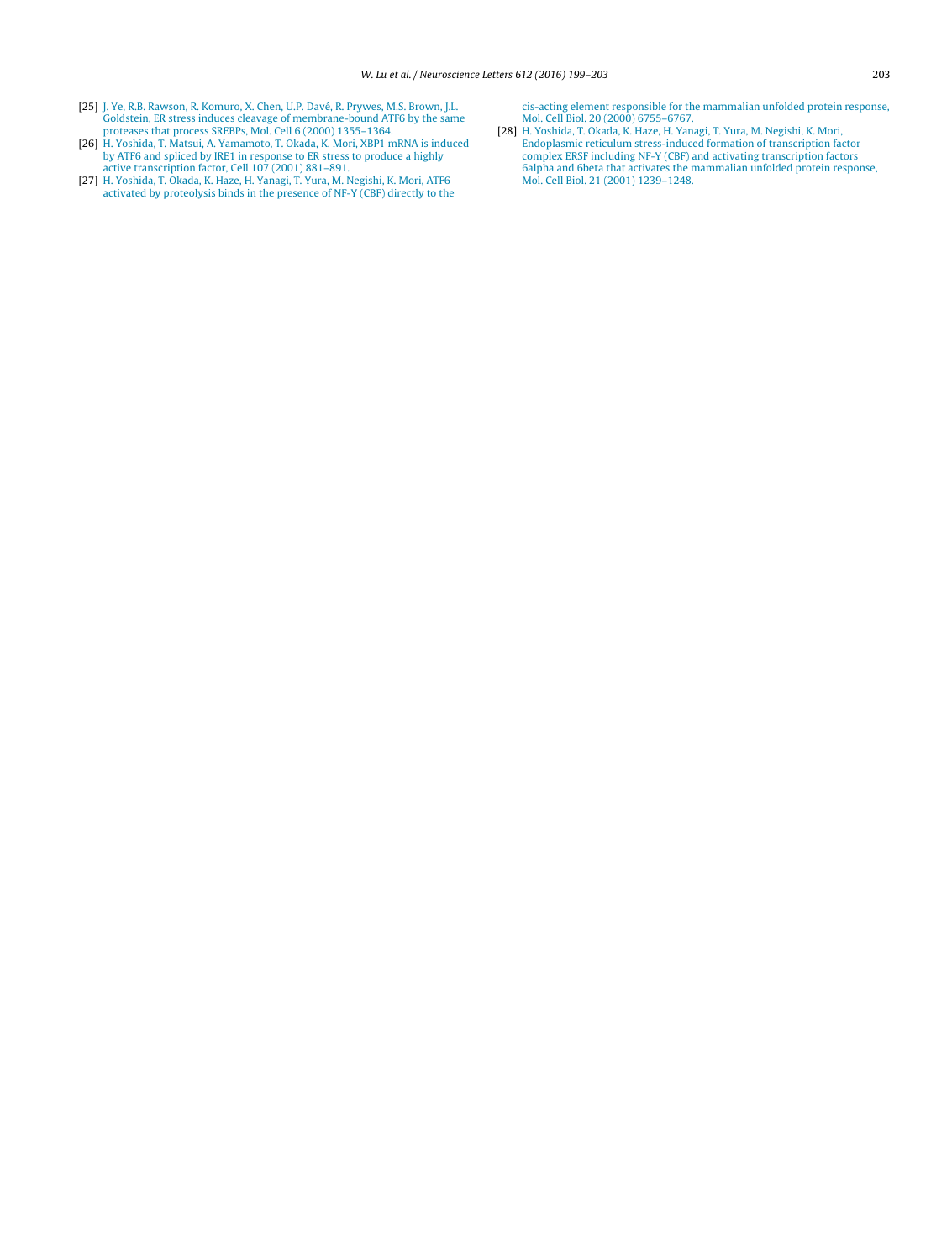[25] J. Ye, R.B. Rawson, R. Komuro, X. Chen, U.P. Davé, R. Prywes, M.S. Brown, J.L. Goldstein, ER stress induces cleavage of membrane-bound ATF6 by the same proteases that process SREBPs, Mol. Cell 6 (2000) 1355–1364.

[26] H. Yoshida, T. Matsui, A. Yamamoto, T. Okada, K. Mori, XBP1 mRNA is induced by ATF6 and spliced by IRE1 in response to ER stress to produce a highly active transcription factor, Cell 107 (2001) 881–891.

[27] H. Yoshida, T. Okada, K. Haze, H. Yanagi, T. Yura, M. Negishi, K. Mori, ATF6 activated by proteolysis binds in the presence of NF-Y (CBF) directly to the cis-acting element responsible for the mammalian unfolded protein response, Mol. Cell Biol. 20 (2000) 6755–6767.

[28] H. Yoshida, T. Okada, K. Haze, H. Yanagi, T. Yura, M. Negishi, K. Mori, Endoplasmic reticulum stress-induced formation of transcription factor complex ERSF including NF-Y (CBF) and activating transcription factors 6alpha and 6beta that activates the mammalian unfolded protein response, Mol. Cell Biol. 21 (2001) 1239–1248.